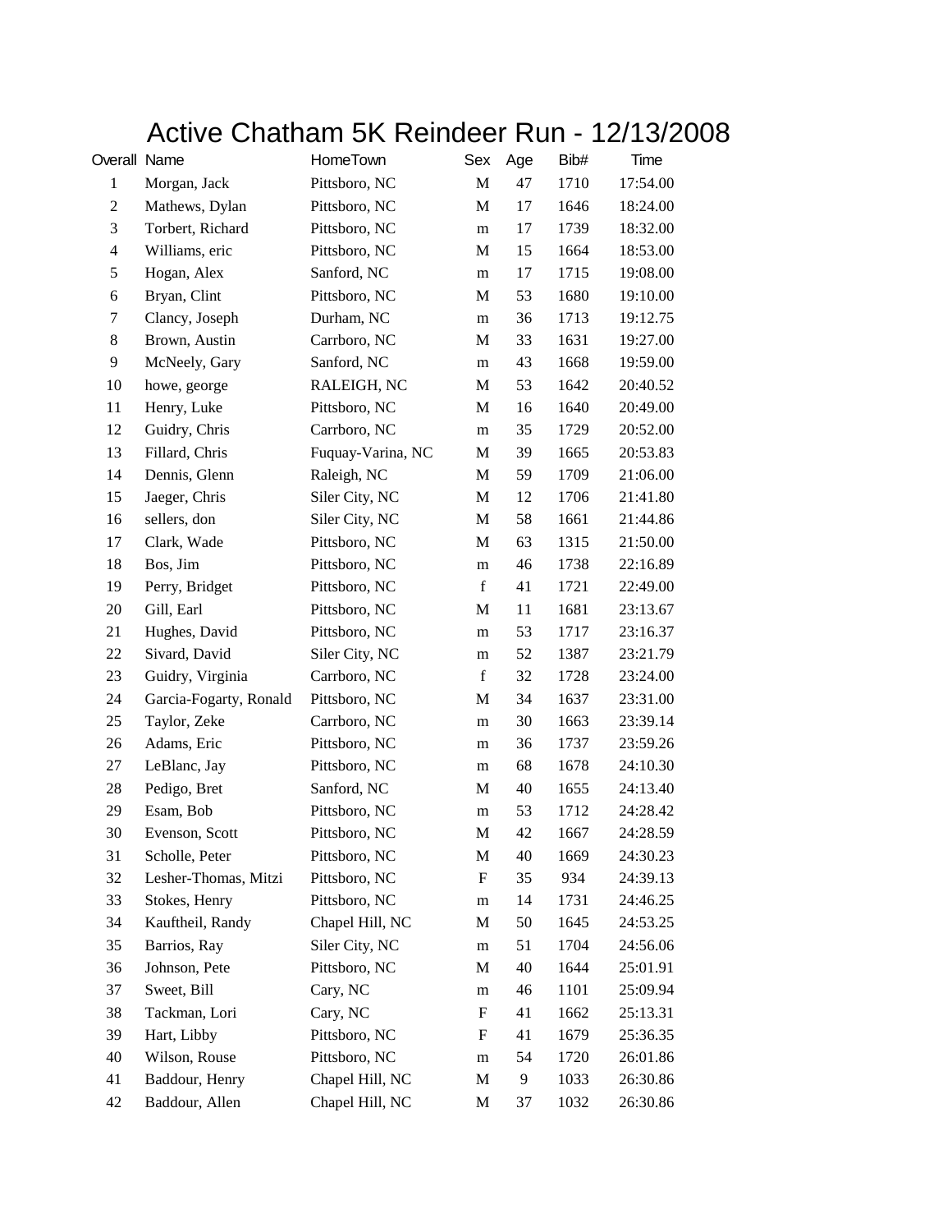# Active Chatham 5K Reindeer Run - 12/13/2008

| Overall | Name | HomeTown | Sex | Age | Bib# | Time |
|---|---|---|---|---|---|---|
| 1 | Morgan, Jack | Pittsboro, NC | M | 47 | 1710 | 17:54.00 |
| 2 | Mathews, Dylan | Pittsboro, NC | M | 17 | 1646 | 18:24.00 |
| 3 | Torbert, Richard | Pittsboro, NC | m | 17 | 1739 | 18:32.00 |
| 4 | Williams, eric | Pittsboro, NC | M | 15 | 1664 | 18:53.00 |
| 5 | Hogan, Alex | Sanford, NC | m | 17 | 1715 | 19:08.00 |
| 6 | Bryan, Clint | Pittsboro, NC | M | 53 | 1680 | 19:10.00 |
| 7 | Clancy, Joseph | Durham, NC | m | 36 | 1713 | 19:12.75 |
| 8 | Brown, Austin | Carrboro, NC | M | 33 | 1631 | 19:27.00 |
| 9 | McNeely, Gary | Sanford, NC | m | 43 | 1668 | 19:59.00 |
| 10 | howe, george | RALEIGH, NC | M | 53 | 1642 | 20:40.52 |
| 11 | Henry, Luke | Pittsboro, NC | M | 16 | 1640 | 20:49.00 |
| 12 | Guidry, Chris | Carrboro, NC | m | 35 | 1729 | 20:52.00 |
| 13 | Fillard, Chris | Fuquay-Varina, NC | M | 39 | 1665 | 20:53.83 |
| 14 | Dennis, Glenn | Raleigh, NC | M | 59 | 1709 | 21:06.00 |
| 15 | Jaeger, Chris | Siler City, NC | M | 12 | 1706 | 21:41.80 |
| 16 | sellers, don | Siler City, NC | M | 58 | 1661 | 21:44.86 |
| 17 | Clark, Wade | Pittsboro, NC | M | 63 | 1315 | 21:50.00 |
| 18 | Bos, Jim | Pittsboro, NC | m | 46 | 1738 | 22:16.89 |
| 19 | Perry, Bridget | Pittsboro, NC | f | 41 | 1721 | 22:49.00 |
| 20 | Gill, Earl | Pittsboro, NC | M | 11 | 1681 | 23:13.67 |
| 21 | Hughes, David | Pittsboro, NC | m | 53 | 1717 | 23:16.37 |
| 22 | Sivard, David | Siler City, NC | m | 52 | 1387 | 23:21.79 |
| 23 | Guidry, Virginia | Carrboro, NC | f | 32 | 1728 | 23:24.00 |
| 24 | Garcia-Fogarty, Ronald | Pittsboro, NC | M | 34 | 1637 | 23:31.00 |
| 25 | Taylor, Zeke | Carrboro, NC | m | 30 | 1663 | 23:39.14 |
| 26 | Adams, Eric | Pittsboro, NC | m | 36 | 1737 | 23:59.26 |
| 27 | LeBlanc, Jay | Pittsboro, NC | m | 68 | 1678 | 24:10.30 |
| 28 | Pedigo, Bret | Sanford, NC | M | 40 | 1655 | 24:13.40 |
| 29 | Esam, Bob | Pittsboro, NC | m | 53 | 1712 | 24:28.42 |
| 30 | Evenson, Scott | Pittsboro, NC | M | 42 | 1667 | 24:28.59 |
| 31 | Scholle, Peter | Pittsboro, NC | M | 40 | 1669 | 24:30.23 |
| 32 | Lesher-Thomas, Mitzi | Pittsboro, NC | F | 35 | 934 | 24:39.13 |
| 33 | Stokes, Henry | Pittsboro, NC | m | 14 | 1731 | 24:46.25 |
| 34 | Kauftheil, Randy | Chapel Hill, NC | M | 50 | 1645 | 24:53.25 |
| 35 | Barrios, Ray | Siler City, NC | m | 51 | 1704 | 24:56.06 |
| 36 | Johnson, Pete | Pittsboro, NC | M | 40 | 1644 | 25:01.91 |
| 37 | Sweet, Bill | Cary, NC | m | 46 | 1101 | 25:09.94 |
| 38 | Tackman, Lori | Cary, NC | F | 41 | 1662 | 25:13.31 |
| 39 | Hart, Libby | Pittsboro, NC | F | 41 | 1679 | 25:36.35 |
| 40 | Wilson, Rouse | Pittsboro, NC | m | 54 | 1720 | 26:01.86 |
| 41 | Baddour, Henry | Chapel Hill, NC | M | 9 | 1033 | 26:30.86 |
| 42 | Baddour, Allen | Chapel Hill, NC | M | 37 | 1032 | 26:30.86 |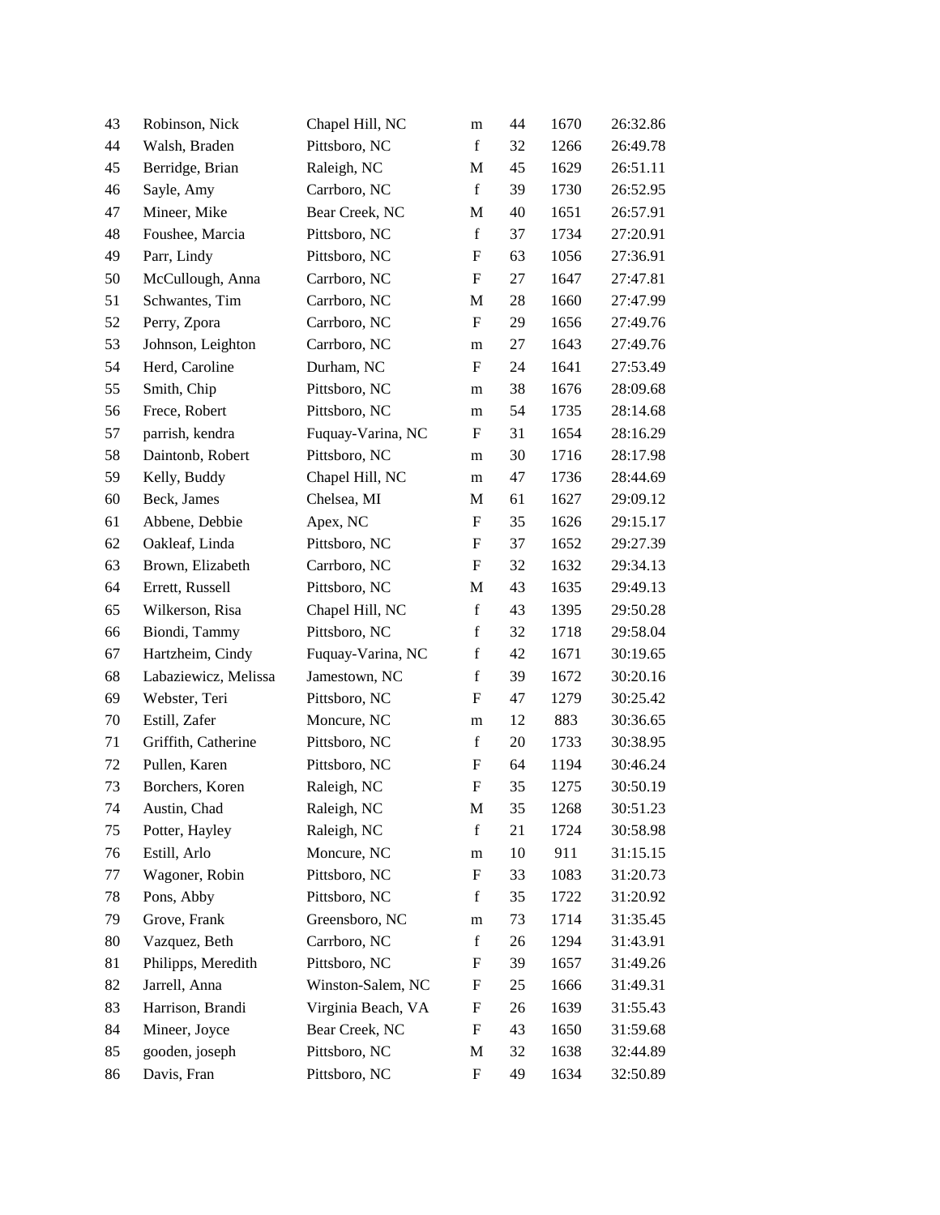| | | | | | | |
|---|---|---|---|---|---|---|
| 43 | Robinson, Nick | Chapel Hill, NC | m | 44 | 1670 | 26:32.86 |
| 44 | Walsh, Braden | Pittsboro, NC | f | 32 | 1266 | 26:49.78 |
| 45 | Berridge, Brian | Raleigh, NC | M | 45 | 1629 | 26:51.11 |
| 46 | Sayle, Amy | Carrboro, NC | f | 39 | 1730 | 26:52.95 |
| 47 | Mineer, Mike | Bear Creek, NC | M | 40 | 1651 | 26:57.91 |
| 48 | Foushee, Marcia | Pittsboro, NC | f | 37 | 1734 | 27:20.91 |
| 49 | Parr, Lindy | Pittsboro, NC | F | 63 | 1056 | 27:36.91 |
| 50 | McCullough, Anna | Carrboro, NC | F | 27 | 1647 | 27:47.81 |
| 51 | Schwantes, Tim | Carrboro, NC | M | 28 | 1660 | 27:47.99 |
| 52 | Perry, Zpora | Carrboro, NC | F | 29 | 1656 | 27:49.76 |
| 53 | Johnson, Leighton | Carrboro, NC | m | 27 | 1643 | 27:49.76 |
| 54 | Herd, Caroline | Durham, NC | F | 24 | 1641 | 27:53.49 |
| 55 | Smith, Chip | Pittsboro, NC | m | 38 | 1676 | 28:09.68 |
| 56 | Frece, Robert | Pittsboro, NC | m | 54 | 1735 | 28:14.68 |
| 57 | parrish, kendra | Fuquay-Varina, NC | F | 31 | 1654 | 28:16.29 |
| 58 | Daintonb, Robert | Pittsboro, NC | m | 30 | 1716 | 28:17.98 |
| 59 | Kelly, Buddy | Chapel Hill, NC | m | 47 | 1736 | 28:44.69 |
| 60 | Beck, James | Chelsea, MI | M | 61 | 1627 | 29:09.12 |
| 61 | Abbene, Debbie | Apex, NC | F | 35 | 1626 | 29:15.17 |
| 62 | Oakleaf, Linda | Pittsboro, NC | F | 37 | 1652 | 29:27.39 |
| 63 | Brown, Elizabeth | Carrboro, NC | F | 32 | 1632 | 29:34.13 |
| 64 | Errett, Russell | Pittsboro, NC | M | 43 | 1635 | 29:49.13 |
| 65 | Wilkerson, Risa | Chapel Hill, NC | f | 43 | 1395 | 29:50.28 |
| 66 | Biondi, Tammy | Pittsboro, NC | f | 32 | 1718 | 29:58.04 |
| 67 | Hartzheim, Cindy | Fuquay-Varina, NC | f | 42 | 1671 | 30:19.65 |
| 68 | Labaziewicz, Melissa | Jamestown, NC | f | 39 | 1672 | 30:20.16 |
| 69 | Webster, Teri | Pittsboro, NC | F | 47 | 1279 | 30:25.42 |
| 70 | Estill, Zafer | Moncure, NC | m | 12 | 883 | 30:36.65 |
| 71 | Griffith, Catherine | Pittsboro, NC | f | 20 | 1733 | 30:38.95 |
| 72 | Pullen, Karen | Pittsboro, NC | F | 64 | 1194 | 30:46.24 |
| 73 | Borchers, Koren | Raleigh, NC | F | 35 | 1275 | 30:50.19 |
| 74 | Austin, Chad | Raleigh, NC | M | 35 | 1268 | 30:51.23 |
| 75 | Potter, Hayley | Raleigh, NC | f | 21 | 1724 | 30:58.98 |
| 76 | Estill, Arlo | Moncure, NC | m | 10 | 911 | 31:15.15 |
| 77 | Wagoner, Robin | Pittsboro, NC | F | 33 | 1083 | 31:20.73 |
| 78 | Pons, Abby | Pittsboro, NC | f | 35 | 1722 | 31:20.92 |
| 79 | Grove, Frank | Greensboro, NC | m | 73 | 1714 | 31:35.45 |
| 80 | Vazquez, Beth | Carrboro, NC | f | 26 | 1294 | 31:43.91 |
| 81 | Philipps, Meredith | Pittsboro, NC | F | 39 | 1657 | 31:49.26 |
| 82 | Jarrell, Anna | Winston-Salem, NC | F | 25 | 1666 | 31:49.31 |
| 83 | Harrison, Brandi | Virginia Beach, VA | F | 26 | 1639 | 31:55.43 |
| 84 | Mineer, Joyce | Bear Creek, NC | F | 43 | 1650 | 31:59.68 |
| 85 | gooden, joseph | Pittsboro, NC | M | 32 | 1638 | 32:44.89 |
| 86 | Davis, Fran | Pittsboro, NC | F | 49 | 1634 | 32:50.89 |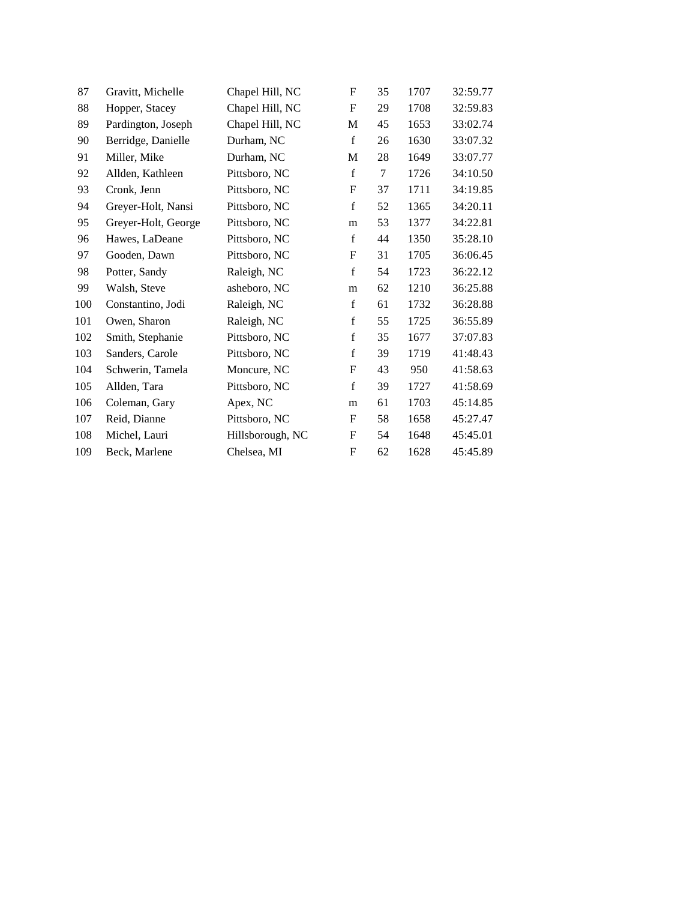| | | | | | | |
|---|---|---|---|---|---|---|
| 87 | Gravitt, Michelle | Chapel Hill, NC | F | 35 | 1707 | 32:59.77 |
| 88 | Hopper, Stacey | Chapel Hill, NC | F | 29 | 1708 | 32:59.83 |
| 89 | Pardington, Joseph | Chapel Hill, NC | M | 45 | 1653 | 33:02.74 |
| 90 | Berridge, Danielle | Durham, NC | f | 26 | 1630 | 33:07.32 |
| 91 | Miller, Mike | Durham, NC | M | 28 | 1649 | 33:07.77 |
| 92 | Allden, Kathleen | Pittsboro, NC | f | 7 | 1726 | 34:10.50 |
| 93 | Cronk, Jenn | Pittsboro, NC | F | 37 | 1711 | 34:19.85 |
| 94 | Greyer-Holt, Nansi | Pittsboro, NC | f | 52 | 1365 | 34:20.11 |
| 95 | Greyer-Holt, George | Pittsboro, NC | m | 53 | 1377 | 34:22.81 |
| 96 | Hawes, LaDeane | Pittsboro, NC | f | 44 | 1350 | 35:28.10 |
| 97 | Gooden, Dawn | Pittsboro, NC | F | 31 | 1705 | 36:06.45 |
| 98 | Potter, Sandy | Raleigh, NC | f | 54 | 1723 | 36:22.12 |
| 99 | Walsh, Steve | asheboro, NC | m | 62 | 1210 | 36:25.88 |
| 100 | Constantino, Jodi | Raleigh, NC | f | 61 | 1732 | 36:28.88 |
| 101 | Owen, Sharon | Raleigh, NC | f | 55 | 1725 | 36:55.89 |
| 102 | Smith, Stephanie | Pittsboro, NC | f | 35 | 1677 | 37:07.83 |
| 103 | Sanders, Carole | Pittsboro, NC | f | 39 | 1719 | 41:48.43 |
| 104 | Schwerin, Tamela | Moncure, NC | F | 43 | 950 | 41:58.63 |
| 105 | Allden, Tara | Pittsboro, NC | f | 39 | 1727 | 41:58.69 |
| 106 | Coleman, Gary | Apex, NC | m | 61 | 1703 | 45:14.85 |
| 107 | Reid, Dianne | Pittsboro, NC | F | 58 | 1658 | 45:27.47 |
| 108 | Michel, Lauri | Hillsborough, NC | F | 54 | 1648 | 45:45.01 |
| 109 | Beck, Marlene | Chelsea, MI | F | 62 | 1628 | 45:45.89 |